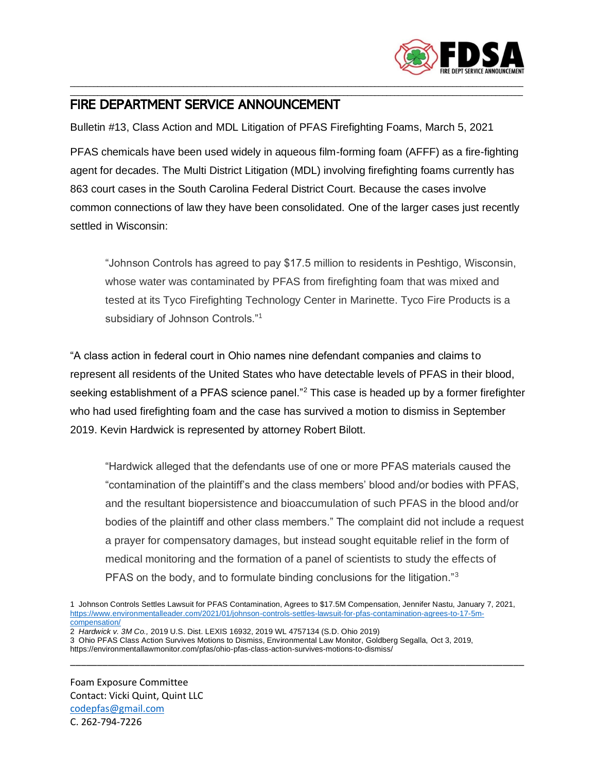# FIRE DEPARTMENT SERVICE ANNOUNCEMENT

Bulletin #13, Class Action and MDL Litigation of PFAS Firefighting Foams, March 5, 2021

PFAS chemicals have been used widely in aqueous film-forming foam (AFFF) as a fire-fighting agent for decades. The Multi District Litigation (MDL) involving firefighting foams currently has 863 court cases in the South Carolina Federal District Court. Because the cases involve common connections of law they have been consolidated. One of the larger cases just recently settled in Wisconsin:

> "Johnson Controls has agreed to pay $17.5 million to residents in Peshtigo, Wisconsin, whose water was contaminated by PFAS from firefighting foam that was mixed and tested at its Tyco Firefighting Technology Center in Marinette. Tyco Fire Products is a subsidiary of Johnson Controls."[1]

"A class action in federal court in Ohio names nine defendant companies and claims to represent all residents of the United States who have detectable levels of PFAS in their blood, seeking establishment of a PFAS science panel."[2] This case is headed up by a former firefighter who had used firefighting foam and the case has survived a motion to dismiss in September 2019. Kevin Hardwick is represented by attorney Robert Bilott.

> "Hardwick alleged that the defendants use of one or more PFAS materials caused the "contamination of the plaintiff's and the class members' blood and/or bodies with PFAS, and the resultant biopersistence and bioaccumulation of such PFAS in the blood and/or bodies of the plaintiff and other class members." The complaint did not include a request a prayer for compensatory damages, but instead sought equitable relief in the form of medical monitoring and the formation of a panel of scientists to study the effects of PFAS on the body, and to formulate binding conclusions for the litigation."[3]

1 Johnson Controls Settles Lawsuit for PFAS Contamination, Agrees to $17.5M Compensation, Jennifer Nastu, January 7, 2021, https://www.environmentalleader.com/2021/01/johnson-controls-settles-lawsuit-for-pfas-contamination-agrees-to-17-5m-compensation/

2 *Hardwick v. 3M Co.,* 2019 U.S. Dist. LEXIS 16932, 2019 WL 4757134 (S.D. Ohio 2019)

3 Ohio PFAS Class Action Survives Motions to Dismiss, Environmental Law Monitor, Goldberg Segalla, Oct 3, 2019, https://environmentallawmonitor.com/pfas/ohio-pfas-class-action-survives-motions-to-dismiss/

Foam Exposure Committee
Contact: Vicki Quint, Quint LLC
codepfas@gmail.com
C. 262-794-7226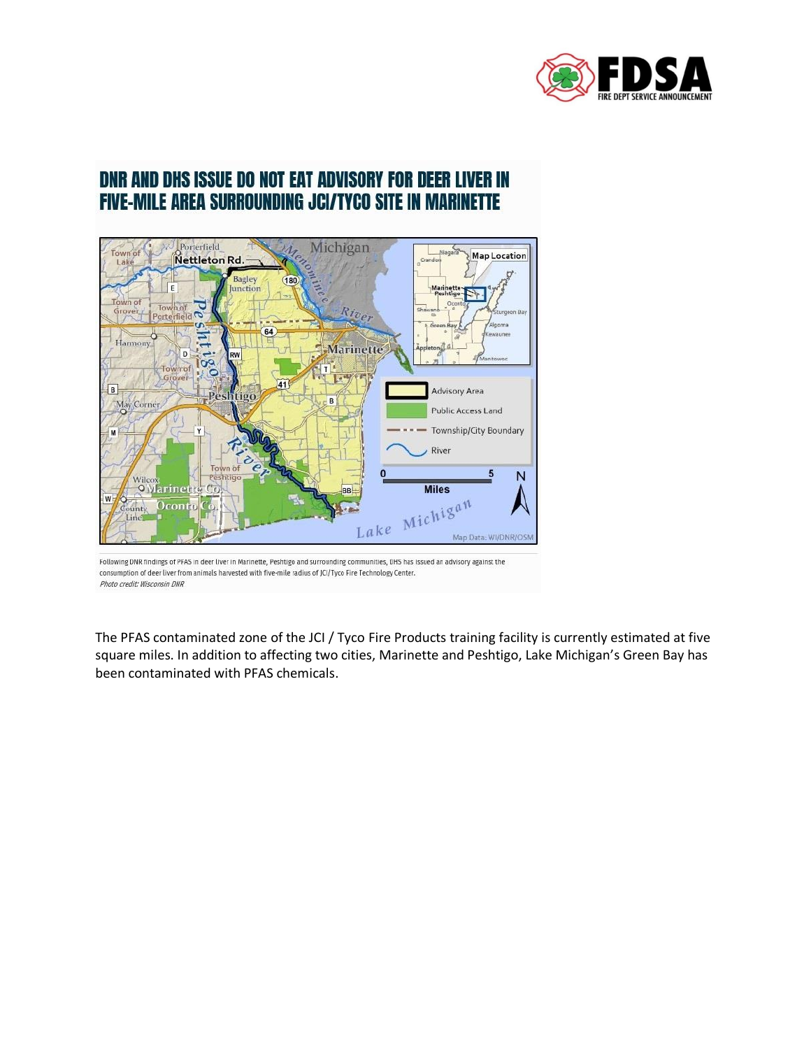# DNR AND DHS ISSUE DO NOT EAT ADVISORY FOR DEER LIVER IN FIVE-MILE AREA SURROUNDING JCI/TYCO SITE IN MARINETTE

Following DNR findings of PFAS in deer liver in Marinette, Peshtigo and surrounding communities, DHS has issued an advisory against the consumption of deer liver from animals harvested with five-mile radius of JCI/Tyco Fire Technology Center.
*Photo credit: Wisconsin DNR*

The PFAS contaminated zone of the JCI / Tyco Fire Products training facility is currently estimated at five square miles. In addition to affecting two cities, Marinette and Peshtigo, Lake Michigan's Green Bay has been contaminated with PFAS chemicals.